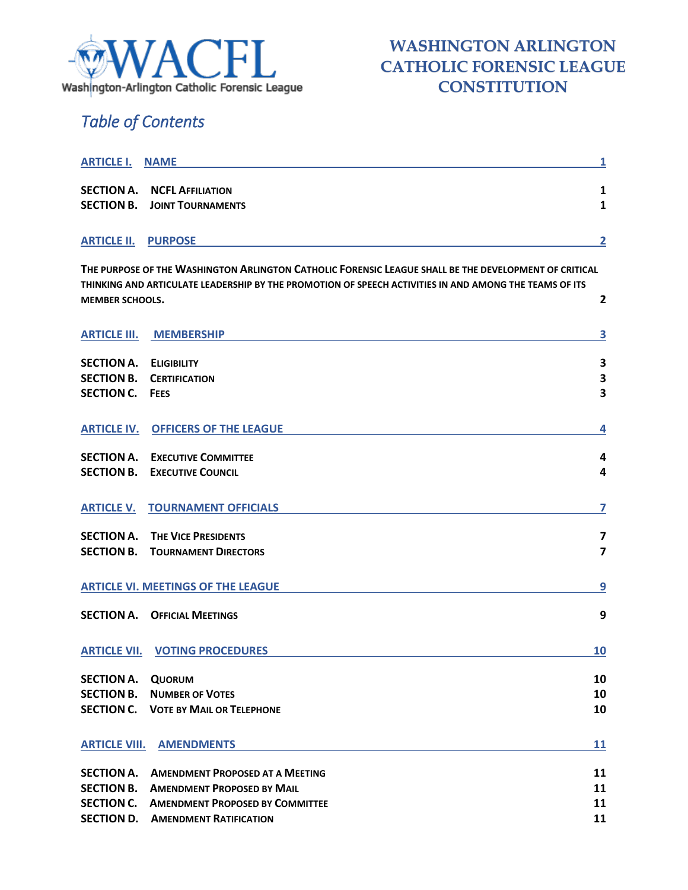# WASHINGTON ARLINGTON CATHOLIC FORENSIC LEAGUE CONSTITUTION

## *Table of Contents*

| | | |
|---|---|---|
| **ARTICLE I.** | **NAME** | **1** |
| **SECTION A.** | **NCFL AFFILIATION** | **1** |
| **SECTION B.** | **JOINT TOURNAMENTS** | **1** |
| **ARTICLE II.** | **PURPOSE** | **2** |
| **THE PURPOSE OF THE WASHINGTON ARLINGTON CATHOLIC FORENSIC LEAGUE SHALL BE THE DEVELOPMENT OF CRITICAL THINKING AND ARTICULATE LEADERSHIP BY THE PROMOTION OF SPEECH ACTIVITIES IN AND AMONG THE TEAMS OF ITS MEMBER SCHOOLS.** | | **2** |
| **ARTICLE III.** | **MEMBERSHIP** | **3** |
| **SECTION A.** | **ELIGIBILITY** | **3** |
| **SECTION B.** | **CERTIFICATION** | **3** |
| **SECTION C.** | **FEES** | **3** |
| **ARTICLE IV.** | **OFFICERS OF THE LEAGUE** | **4** |
| **SECTION A.** | **EXECUTIVE COMMITTEE** | **4** |
| **SECTION B.** | **EXECUTIVE COUNCIL** | **4** |
| **ARTICLE V.** | **TOURNAMENT OFFICIALS** | **7** |
| **SECTION A.** | **THE VICE PRESIDENTS** | **7** |
| **SECTION B.** | **TOURNAMENT DIRECTORS** | **7** |
| **ARTICLE VI.** | **MEETINGS OF THE LEAGUE** | **9** |
| **SECTION A.** | **OFFICIAL MEETINGS** | **9** |
| **ARTICLE VII.** | **VOTING PROCEDURES** | **10** |
| **SECTION A.** | **QUORUM** | **10** |
| **SECTION B.** | **NUMBER OF VOTES** | **10** |
| **SECTION C.** | **VOTE BY MAIL OR TELEPHONE** | **10** |
| **ARTICLE VIII.** | **AMENDMENTS** | **11** |
| **SECTION A.** | **AMENDMENT PROPOSED AT A MEETING** | **11** |
| **SECTION B.** | **AMENDMENT PROPOSED BY MAIL** | **11** |
| **SECTION C.** | **AMENDMENT PROPOSED BY COMMITTEE** | **11** |
| **SECTION D.** | **AMENDMENT RATIFICATION** | **11** |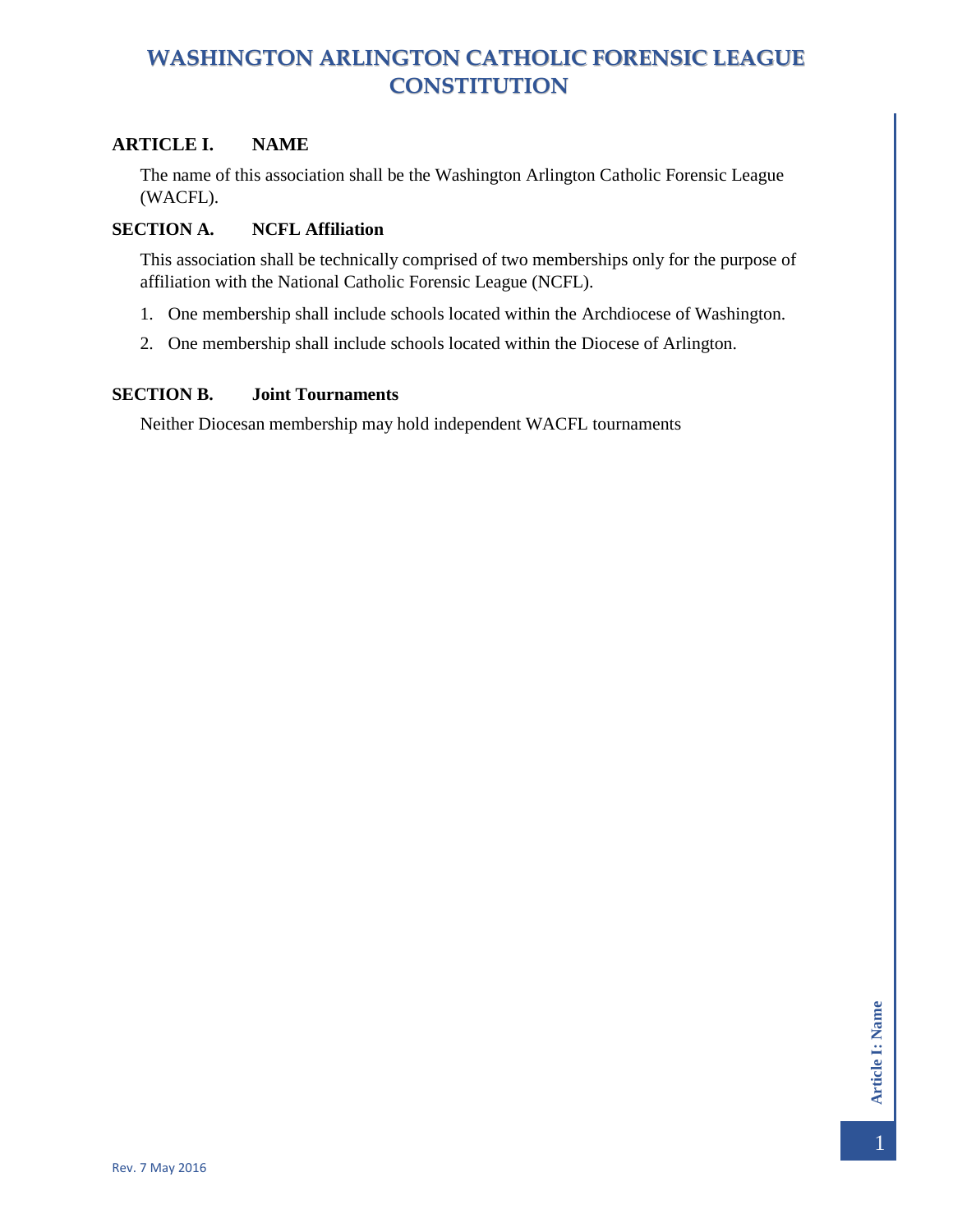# WASHINGTON ARLINGTON CATHOLIC FORENSIC LEAGUE CONSTITUTION

## ARTICLE I. NAME

The name of this association shall be the Washington Arlington Catholic Forensic League (WACFL).

### SECTION A. NCFL Affiliation

This association shall be technically comprised of two memberships only for the purpose of affiliation with the National Catholic Forensic League (NCFL).

1. One membership shall include schools located within the Archdiocese of Washington.
2. One membership shall include schools located within the Diocese of Arlington.

### SECTION B. Joint Tournaments

Neither Diocesan membership may hold independent WACFL tournaments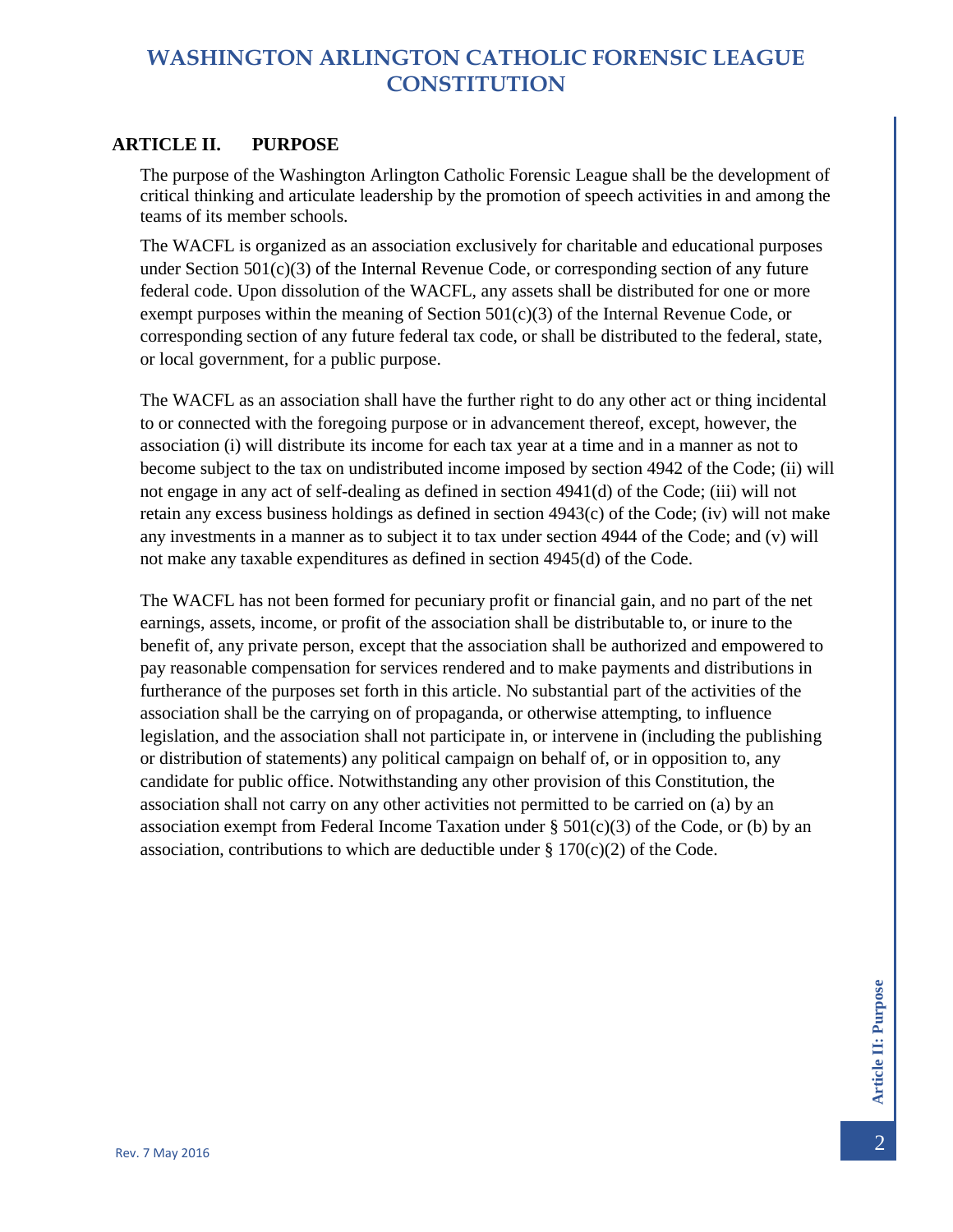## ARTICLE II. PURPOSE

The purpose of the Washington Arlington Catholic Forensic League shall be the development of critical thinking and articulate leadership by the promotion of speech activities in and among the teams of its member schools.

The WACFL is organized as an association exclusively for charitable and educational purposes under Section 501(c)(3) of the Internal Revenue Code, or corresponding section of any future federal code. Upon dissolution of the WACFL, any assets shall be distributed for one or more exempt purposes within the meaning of Section 501(c)(3) of the Internal Revenue Code, or corresponding section of any future federal tax code, or shall be distributed to the federal, state, or local government, for a public purpose.

The WACFL as an association shall have the further right to do any other act or thing incidental to or connected with the foregoing purpose or in advancement thereof, except, however, the association (i) will distribute its income for each tax year at a time and in a manner as not to become subject to the tax on undistributed income imposed by section 4942 of the Code; (ii) will not engage in any act of self-dealing as defined in section 4941(d) of the Code; (iii) will not retain any excess business holdings as defined in section 4943(c) of the Code; (iv) will not make any investments in a manner as to subject it to tax under section 4944 of the Code; and (v) will not make any taxable expenditures as defined in section 4945(d) of the Code.

The WACFL has not been formed for pecuniary profit or financial gain, and no part of the net earnings, assets, income, or profit of the association shall be distributable to, or inure to the benefit of, any private person, except that the association shall be authorized and empowered to pay reasonable compensation for services rendered and to make payments and distributions in furtherance of the purposes set forth in this article. No substantial part of the activities of the association shall be the carrying on of propaganda, or otherwise attempting, to influence legislation, and the association shall not participate in, or intervene in (including the publishing or distribution of statements) any political campaign on behalf of, or in opposition to, any candidate for public office. Notwithstanding any other provision of this Constitution, the association shall not carry on any other activities not permitted to be carried on (a) by an association exempt from Federal Income Taxation under § 501(c)(3) of the Code, or (b) by an association, contributions to which are deductible under § 170(c)(2) of the Code.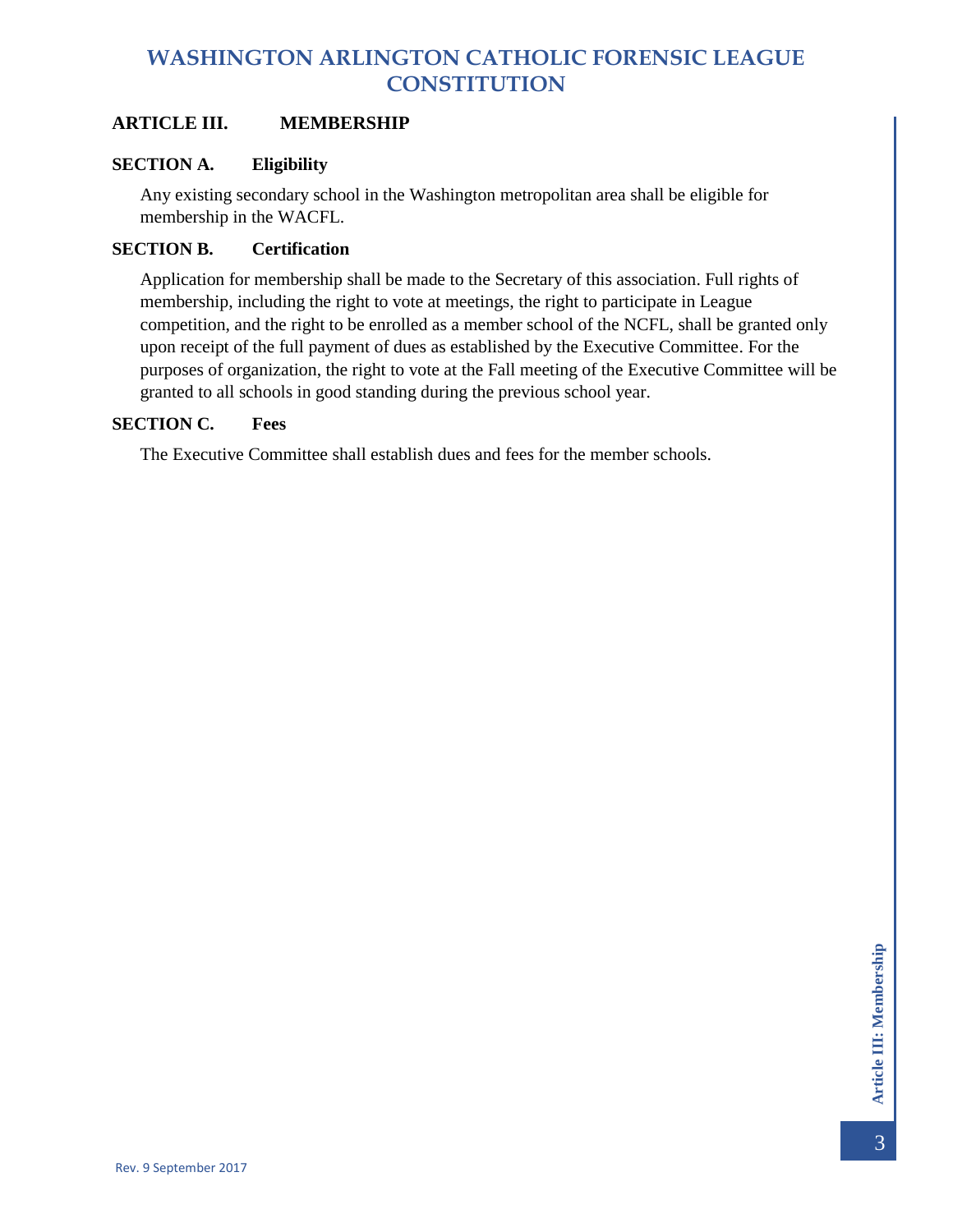## ARTICLE III. MEMBERSHIP

### SECTION A. Eligibility

Any existing secondary school in the Washington metropolitan area shall be eligible for membership in the WACFL.

### SECTION B. Certification

Application for membership shall be made to the Secretary of this association. Full rights of membership, including the right to vote at meetings, the right to participate in League competition, and the right to be enrolled as a member school of the NCFL, shall be granted only upon receipt of the full payment of dues as established by the Executive Committee. For the purposes of organization, the right to vote at the Fall meeting of the Executive Committee will be granted to all schools in good standing during the previous school year.

### SECTION C. Fees

The Executive Committee shall establish dues and fees for the member schools.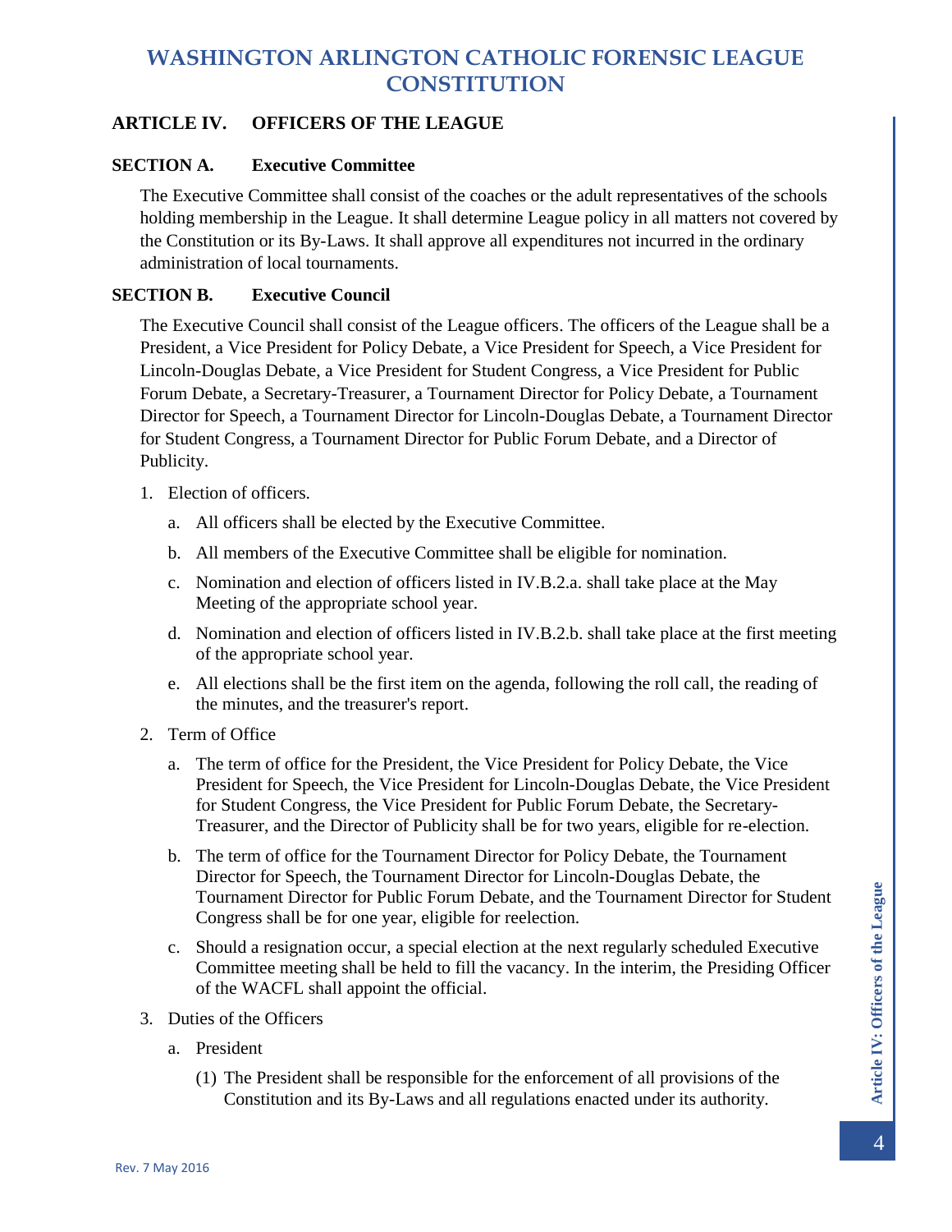# WASHINGTON ARLINGTON CATHOLIC FORENSIC LEAGUE CONSTITUTION

## ARTICLE IV. OFFICERS OF THE LEAGUE

### SECTION A. Executive Committee

The Executive Committee shall consist of the coaches or the adult representatives of the schools holding membership in the League. It shall determine League policy in all matters not covered by the Constitution or its By-Laws. It shall approve all expenditures not incurred in the ordinary administration of local tournaments.

### SECTION B. Executive Council

The Executive Council shall consist of the League officers. The officers of the League shall be a President, a Vice President for Policy Debate, a Vice President for Speech, a Vice President for Lincoln-Douglas Debate, a Vice President for Student Congress, a Vice President for Public Forum Debate, a Secretary-Treasurer, a Tournament Director for Policy Debate, a Tournament Director for Speech, a Tournament Director for Lincoln-Douglas Debate, a Tournament Director for Student Congress, a Tournament Director for Public Forum Debate, and a Director of Publicity.

1. Election of officers.
   a. All officers shall be elected by the Executive Committee.
   b. All members of the Executive Committee shall be eligible for nomination.
   c. Nomination and election of officers listed in IV.B.2.a. shall take place at the May Meeting of the appropriate school year.
   d. Nomination and election of officers listed in IV.B.2.b. shall take place at the first meeting of the appropriate school year.
   e. All elections shall be the first item on the agenda, following the roll call, the reading of the minutes, and the treasurer's report.
2. Term of Office
   a. The term of office for the President, the Vice President for Policy Debate, the Vice President for Speech, the Vice President for Lincoln-Douglas Debate, the Vice President for Student Congress, the Vice President for Public Forum Debate, the Secretary-Treasurer, and the Director of Publicity shall be for two years, eligible for re-election.
   b. The term of office for the Tournament Director for Policy Debate, the Tournament Director for Speech, the Tournament Director for Lincoln-Douglas Debate, the Tournament Director for Public Forum Debate, and the Tournament Director for Student Congress shall be for one year, eligible for reelection.
   c. Should a resignation occur, a special election at the next regularly scheduled Executive Committee meeting shall be held to fill the vacancy. In the interim, the Presiding Officer of the WACFL shall appoint the official.
3. Duties of the Officers
   a. President
      (1) The President shall be responsible for the enforcement of all provisions of the Constitution and its By-Laws and all regulations enacted under its authority.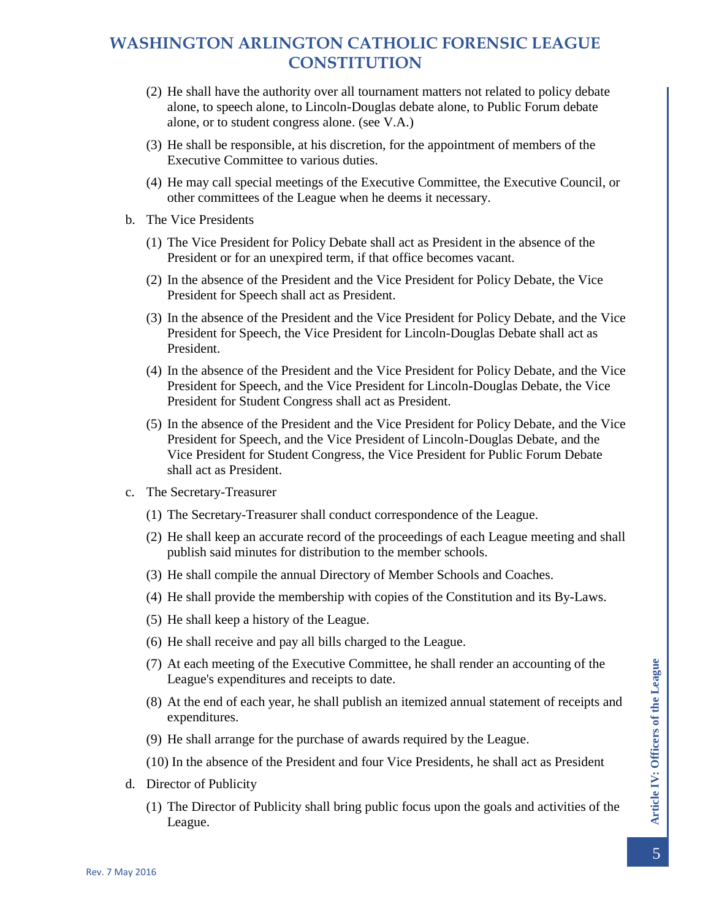(2) He shall have the authority over all tournament matters not related to policy debate alone, to speech alone, to Lincoln-Douglas debate alone, to Public Forum debate alone, or to student congress alone. (see V.A.)

(3) He shall be responsible, at his discretion, for the appointment of members of the Executive Committee to various duties.

(4) He may call special meetings of the Executive Committee, the Executive Council, or other committees of the League when he deems it necessary.

b. The Vice Presidents

(1) The Vice President for Policy Debate shall act as President in the absence of the President or for an unexpired term, if that office becomes vacant.

(2) In the absence of the President and the Vice President for Policy Debate, the Vice President for Speech shall act as President.

(3) In the absence of the President and the Vice President for Policy Debate, and the Vice President for Speech, the Vice President for Lincoln-Douglas Debate shall act as President.

(4) In the absence of the President and the Vice President for Policy Debate, and the Vice President for Speech, and the Vice President for Lincoln-Douglas Debate, the Vice President for Student Congress shall act as President.

(5) In the absence of the President and the Vice President for Policy Debate, and the Vice President for Speech, and the Vice President of Lincoln-Douglas Debate, and the Vice President for Student Congress, the Vice President for Public Forum Debate shall act as President.

c. The Secretary-Treasurer

(1) The Secretary-Treasurer shall conduct correspondence of the League.

(2) He shall keep an accurate record of the proceedings of each League meeting and shall publish said minutes for distribution to the member schools.

(3) He shall compile the annual Directory of Member Schools and Coaches.

(4) He shall provide the membership with copies of the Constitution and its By-Laws.

(5) He shall keep a history of the League.

(6) He shall receive and pay all bills charged to the League.

(7) At each meeting of the Executive Committee, he shall render an accounting of the League's expenditures and receipts to date.

(8) At the end of each year, he shall publish an itemized annual statement of receipts and expenditures.

(9) He shall arrange for the purchase of awards required by the League.

(10) In the absence of the President and four Vice Presidents, he shall act as President

d. Director of Publicity

(1) The Director of Publicity shall bring public focus upon the goals and activities of the League.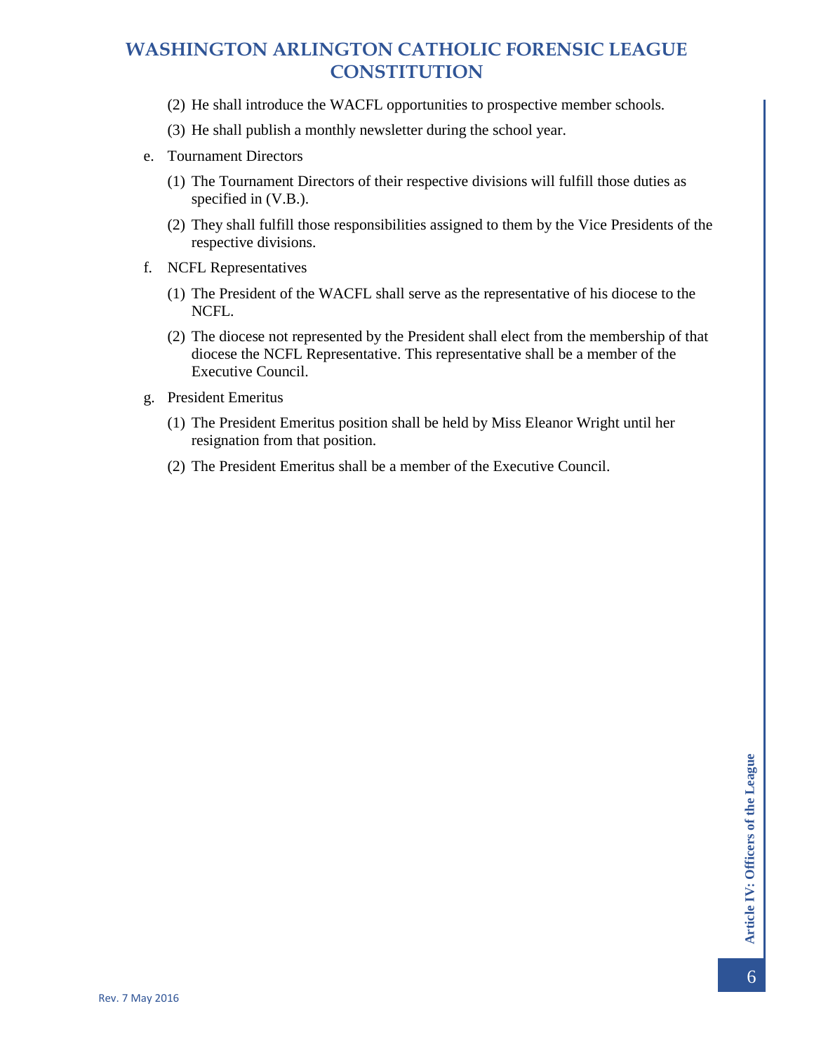(2) He shall introduce the WACFL opportunities to prospective member schools.

(3) He shall publish a monthly newsletter during the school year.

e. Tournament Directors

(1) The Tournament Directors of their respective divisions will fulfill those duties as specified in (V.B.).

(2) They shall fulfill those responsibilities assigned to them by the Vice Presidents of the respective divisions.

f. NCFL Representatives

(1) The President of the WACFL shall serve as the representative of his diocese to the NCFL.

(2) The diocese not represented by the President shall elect from the membership of that diocese the NCFL Representative. This representative shall be a member of the Executive Council.

g. President Emeritus

(1) The President Emeritus position shall be held by Miss Eleanor Wright until her resignation from that position.

(2) The President Emeritus shall be a member of the Executive Council.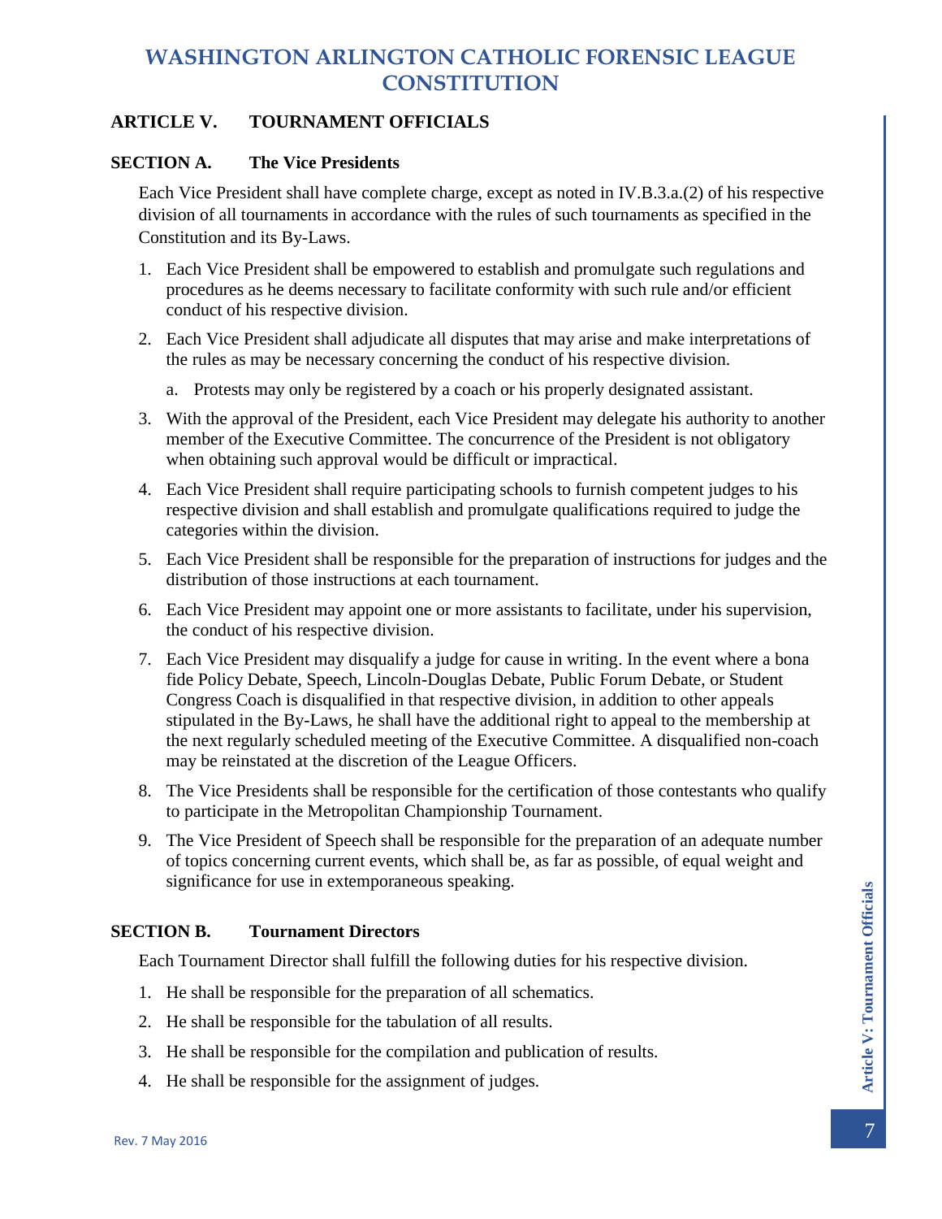## ARTICLE V. TOURNAMENT OFFICIALS

### SECTION A. The Vice Presidents

Each Vice President shall have complete charge, except as noted in IV.B.3.a.(2) of his respective division of all tournaments in accordance with the rules of such tournaments as specified in the Constitution and its By-Laws.

1. Each Vice President shall be empowered to establish and promulgate such regulations and procedures as he deems necessary to facilitate conformity with such rule and/or efficient conduct of his respective division.
2. Each Vice President shall adjudicate all disputes that may arise and make interpretations of the rules as may be necessary concerning the conduct of his respective division.
   a. Protests may only be registered by a coach or his properly designated assistant.
3. With the approval of the President, each Vice President may delegate his authority to another member of the Executive Committee. The concurrence of the President is not obligatory when obtaining such approval would be difficult or impractical.
4. Each Vice President shall require participating schools to furnish competent judges to his respective division and shall establish and promulgate qualifications required to judge the categories within the division.
5. Each Vice President shall be responsible for the preparation of instructions for judges and the distribution of those instructions at each tournament.
6. Each Vice President may appoint one or more assistants to facilitate, under his supervision, the conduct of his respective division.
7. Each Vice President may disqualify a judge for cause in writing. In the event where a bona fide Policy Debate, Speech, Lincoln-Douglas Debate, Public Forum Debate, or Student Congress Coach is disqualified in that respective division, in addition to other appeals stipulated in the By-Laws, he shall have the additional right to appeal to the membership at the next regularly scheduled meeting of the Executive Committee. A disqualified non-coach may be reinstated at the discretion of the League Officers.
8. The Vice Presidents shall be responsible for the certification of those contestants who qualify to participate in the Metropolitan Championship Tournament.
9. The Vice President of Speech shall be responsible for the preparation of an adequate number of topics concerning current events, which shall be, as far as possible, of equal weight and significance for use in extemporaneous speaking.

### SECTION B. Tournament Directors

Each Tournament Director shall fulfill the following duties for his respective division.

1. He shall be responsible for the preparation of all schematics.
2. He shall be responsible for the tabulation of all results.
3. He shall be responsible for the compilation and publication of results.
4. He shall be responsible for the assignment of judges.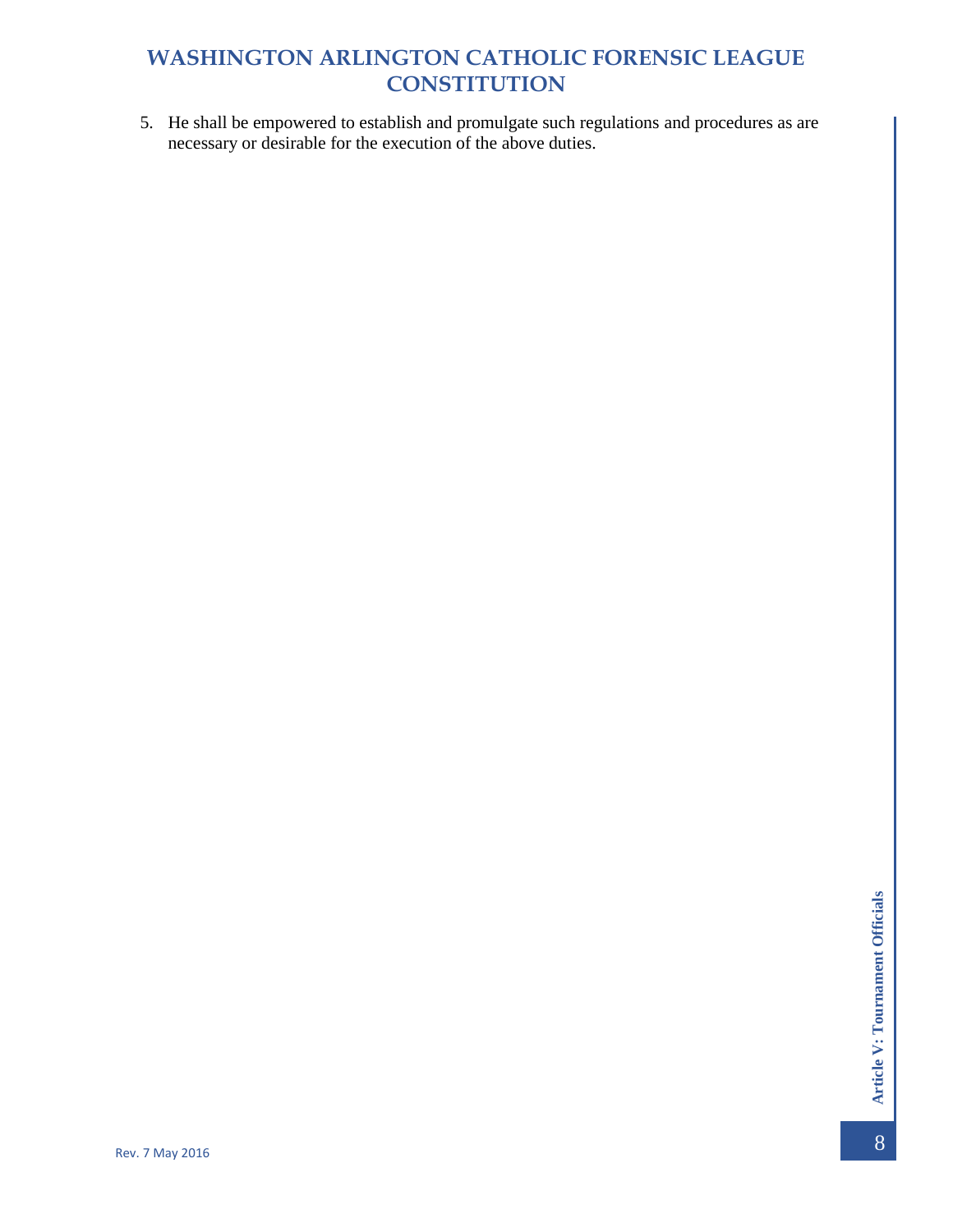5. He shall be empowered to establish and promulgate such regulations and procedures as are necessary or desirable for the execution of the above duties.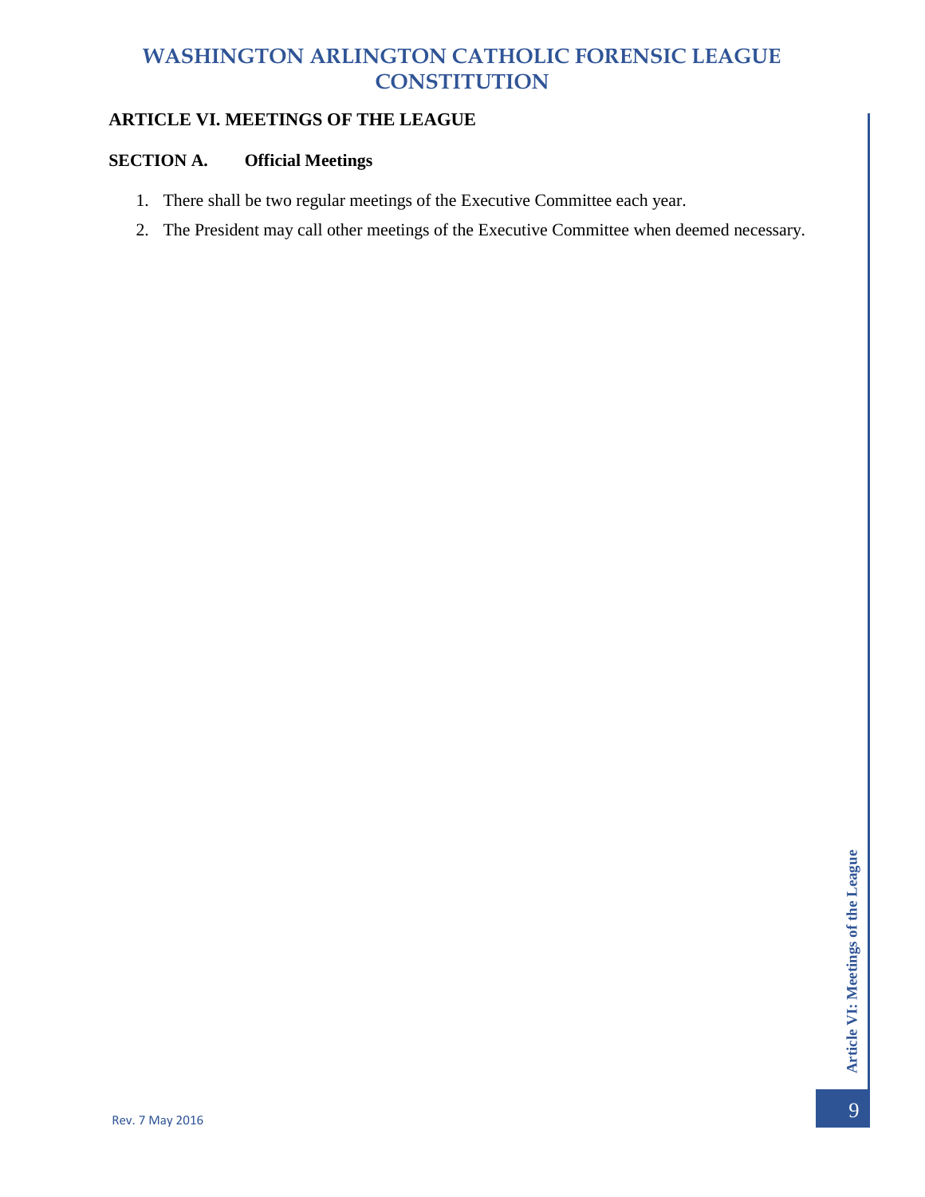## ARTICLE VI. MEETINGS OF THE LEAGUE

### SECTION A. Official Meetings

1. There shall be two regular meetings of the Executive Committee each year.
2. The President may call other meetings of the Executive Committee when deemed necessary.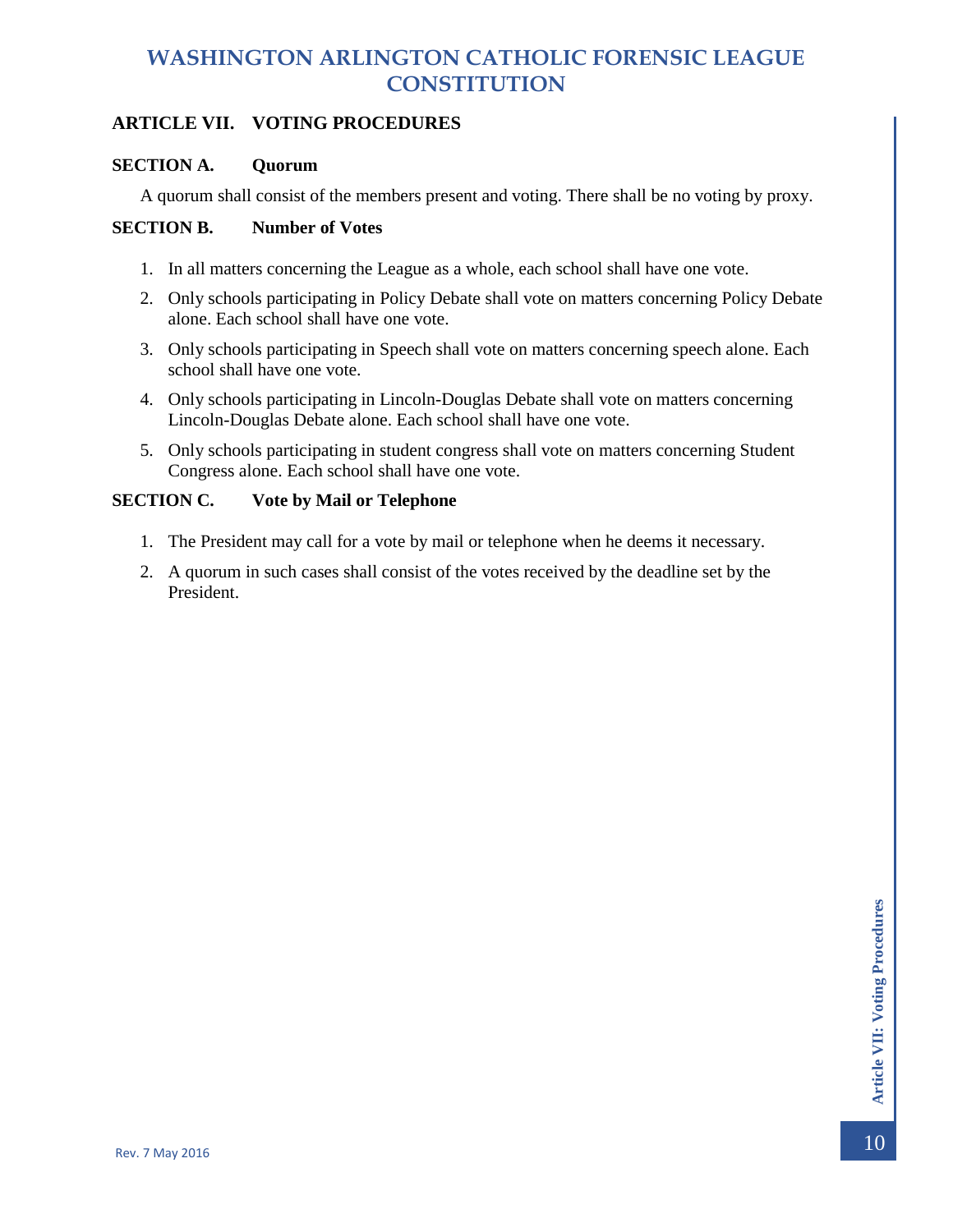# WASHINGTON ARLINGTON CATHOLIC FORENSIC LEAGUE CONSTITUTION

## ARTICLE VII. VOTING PROCEDURES

### SECTION A. Quorum

A quorum shall consist of the members present and voting. There shall be no voting by proxy.

### SECTION B. Number of Votes

1. In all matters concerning the League as a whole, each school shall have one vote.
2. Only schools participating in Policy Debate shall vote on matters concerning Policy Debate alone. Each school shall have one vote.
3. Only schools participating in Speech shall vote on matters concerning speech alone. Each school shall have one vote.
4. Only schools participating in Lincoln-Douglas Debate shall vote on matters concerning Lincoln-Douglas Debate alone. Each school shall have one vote.
5. Only schools participating in student congress shall vote on matters concerning Student Congress alone. Each school shall have one vote.

### SECTION C. Vote by Mail or Telephone

1. The President may call for a vote by mail or telephone when he deems it necessary.
2. A quorum in such cases shall consist of the votes received by the deadline set by the President.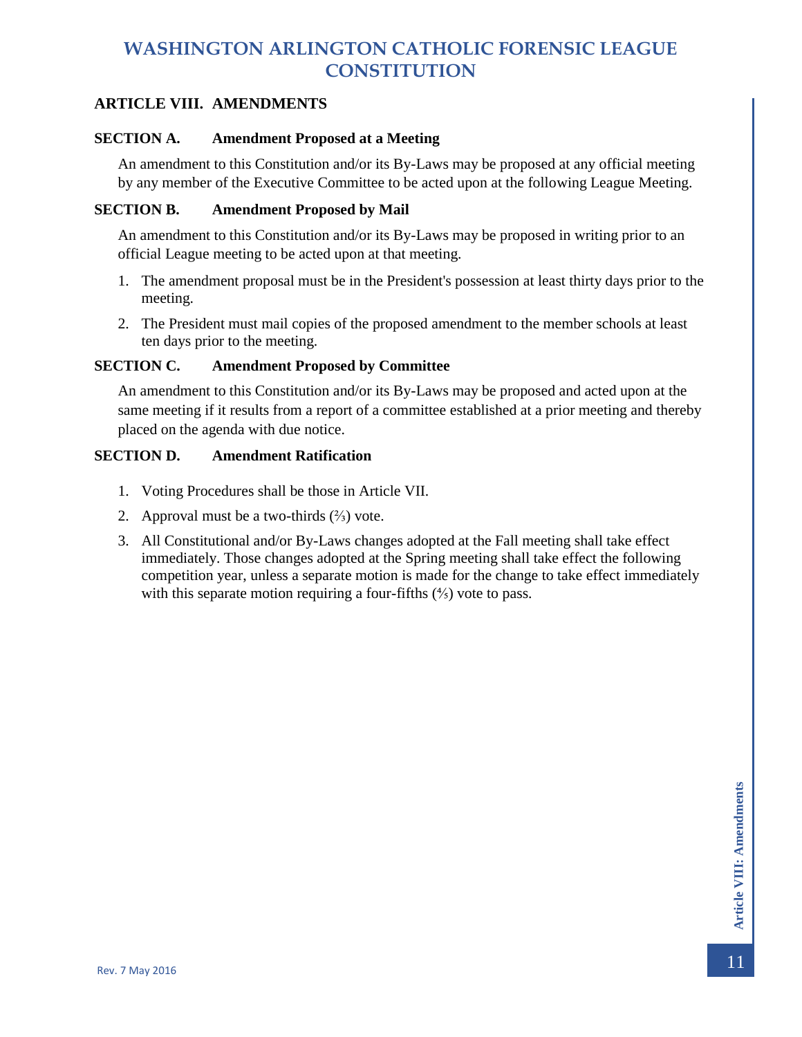## ARTICLE VIII. AMENDMENTS

### SECTION A. Amendment Proposed at a Meeting

An amendment to this Constitution and/or its By-Laws may be proposed at any official meeting by any member of the Executive Committee to be acted upon at the following League Meeting.

### SECTION B. Amendment Proposed by Mail

An amendment to this Constitution and/or its By-Laws may be proposed in writing prior to an official League meeting to be acted upon at that meeting.

1. The amendment proposal must be in the President's possession at least thirty days prior to the meeting.
2. The President must mail copies of the proposed amendment to the member schools at least ten days prior to the meeting.

### SECTION C. Amendment Proposed by Committee

An amendment to this Constitution and/or its By-Laws may be proposed and acted upon at the same meeting if it results from a report of a committee established at a prior meeting and thereby placed on the agenda with due notice.

### SECTION D. Amendment Ratification

1. Voting Procedures shall be those in Article VII.
2. Approval must be a two-thirds (⅔) vote.
3. All Constitutional and/or By-Laws changes adopted at the Fall meeting shall take effect immediately. Those changes adopted at the Spring meeting shall take effect the following competition year, unless a separate motion is made for the change to take effect immediately with this separate motion requiring a four-fifths (⅘) vote to pass.